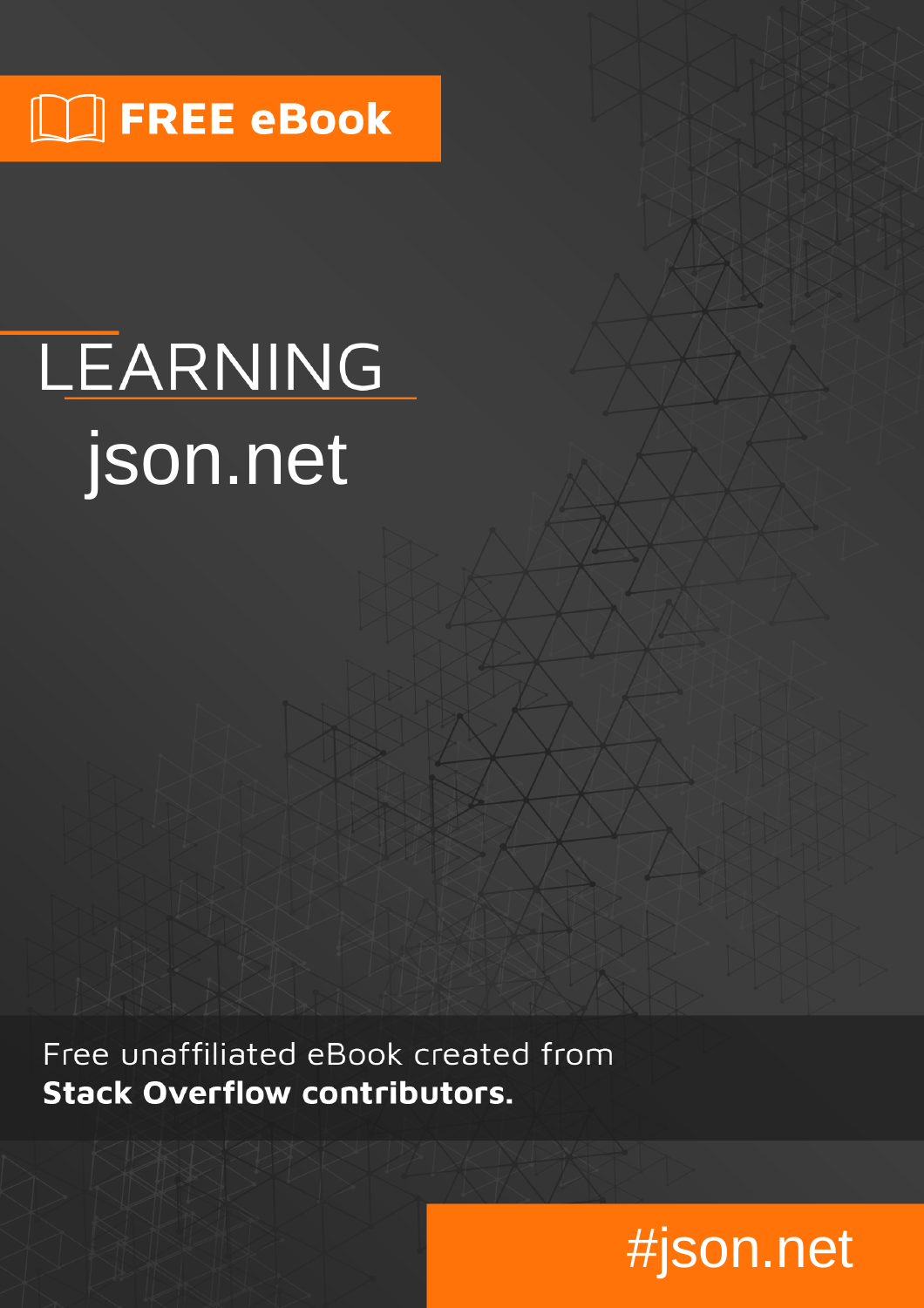FREE eBook

# LEARNING json.net

Free unaffiliated eBook created from **Stack Overflow contributors.**

#json.net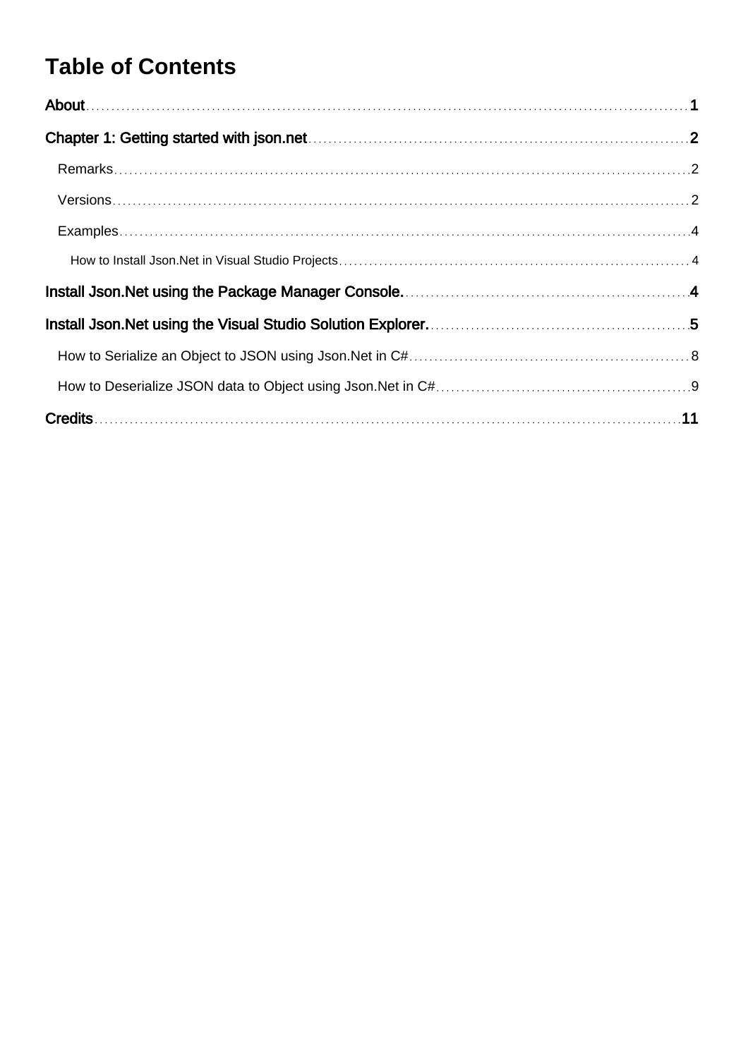# Table of Contents

- About ..... 1
- Chapter 1: Getting started with json.net ..... 2
  - Remarks ..... 2
  - Versions ..... 2
  - Examples ..... 4
    - How to Install Json.Net in Visual Studio Projects ..... 4
- Install Json.Net using the Package Manager Console. ..... 4
- Install Json.Net using the Visual Studio Solution Explorer. ..... 5
  - How to Serialize an Object to JSON using Json.Net in C# ..... 8
  - How to Deserialize JSON data to Object using Json.Net in C# ..... 9
- Credits ..... 11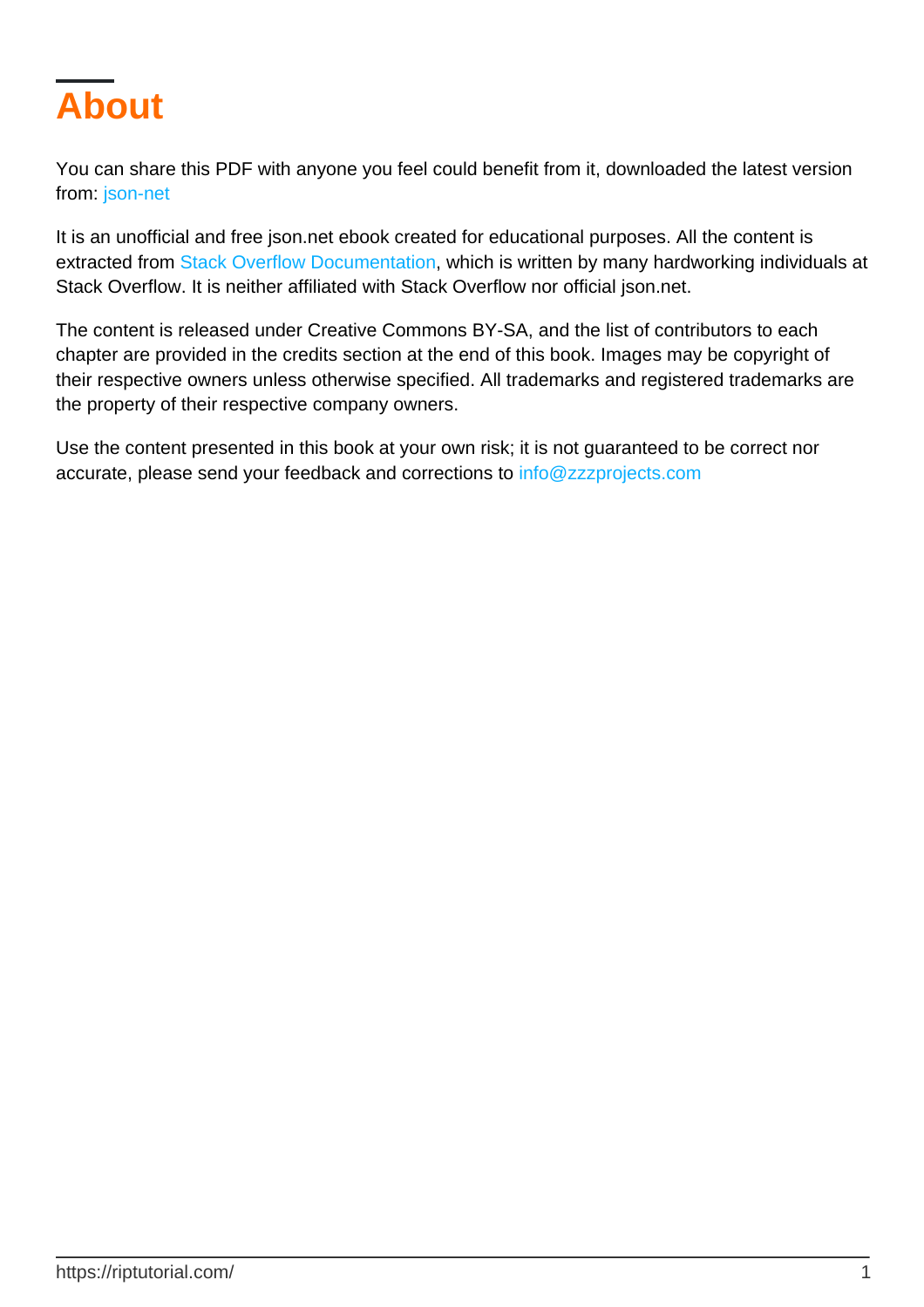# About

You can share this PDF with anyone you feel could benefit from it, downloaded the latest version from: json-net

It is an unofficial and free json.net ebook created for educational purposes. All the content is extracted from Stack Overflow Documentation, which is written by many hardworking individuals at Stack Overflow. It is neither affiliated with Stack Overflow nor official json.net.

The content is released under Creative Commons BY-SA, and the list of contributors to each chapter are provided in the credits section at the end of this book. Images may be copyright of their respective owners unless otherwise specified. All trademarks and registered trademarks are the property of their respective company owners.

Use the content presented in this book at your own risk; it is not guaranteed to be correct nor accurate, please send your feedback and corrections to info@zzzprojects.com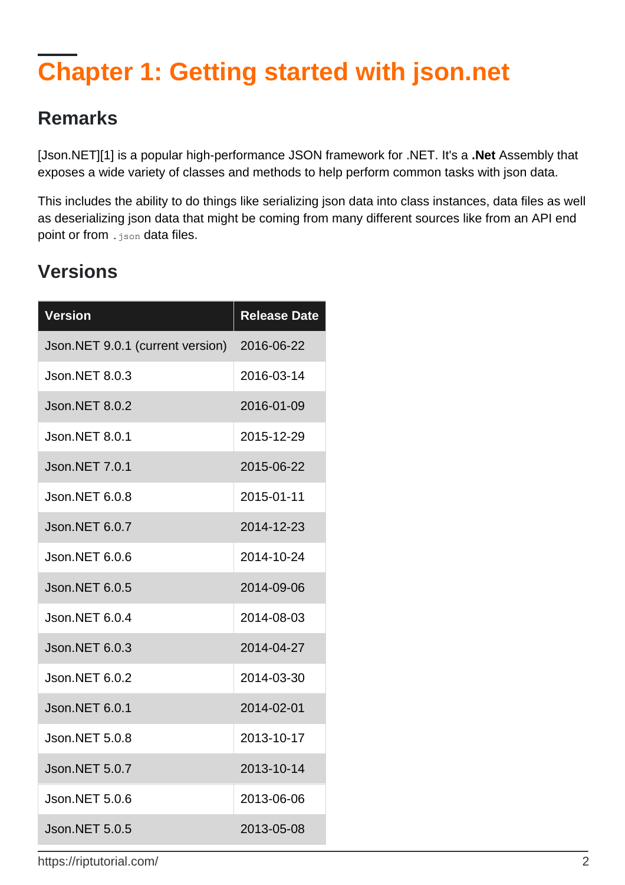# Chapter 1: Getting started with json.net

## Remarks

[Json.NET][1] is a popular high-performance JSON framework for .NET. It's a **.Net** Assembly that exposes a wide variety of classes and methods to help perform common tasks with json data.

This includes the ability to do things like serializing json data into class instances, data files as well as deserializing json data that might be coming from many different sources like from an API end point or from `.json` data files.

## Versions

| Version | Release Date |
|---|---|
| Json.NET 9.0.1 (current version) | 2016-06-22 |
| Json.NET 8.0.3 | 2016-03-14 |
| Json.NET 8.0.2 | 2016-01-09 |
| Json.NET 8.0.1 | 2015-12-29 |
| Json.NET 7.0.1 | 2015-06-22 |
| Json.NET 6.0.8 | 2015-01-11 |
| Json.NET 6.0.7 | 2014-12-23 |
| Json.NET 6.0.6 | 2014-10-24 |
| Json.NET 6.0.5 | 2014-09-06 |
| Json.NET 6.0.4 | 2014-08-03 |
| Json.NET 6.0.3 | 2014-04-27 |
| Json.NET 6.0.2 | 2014-03-30 |
| Json.NET 6.0.1 | 2014-02-01 |
| Json.NET 5.0.8 | 2013-10-17 |
| Json.NET 5.0.7 | 2013-10-14 |
| Json.NET 5.0.6 | 2013-06-06 |
| Json.NET 5.0.5 | 2013-05-08 |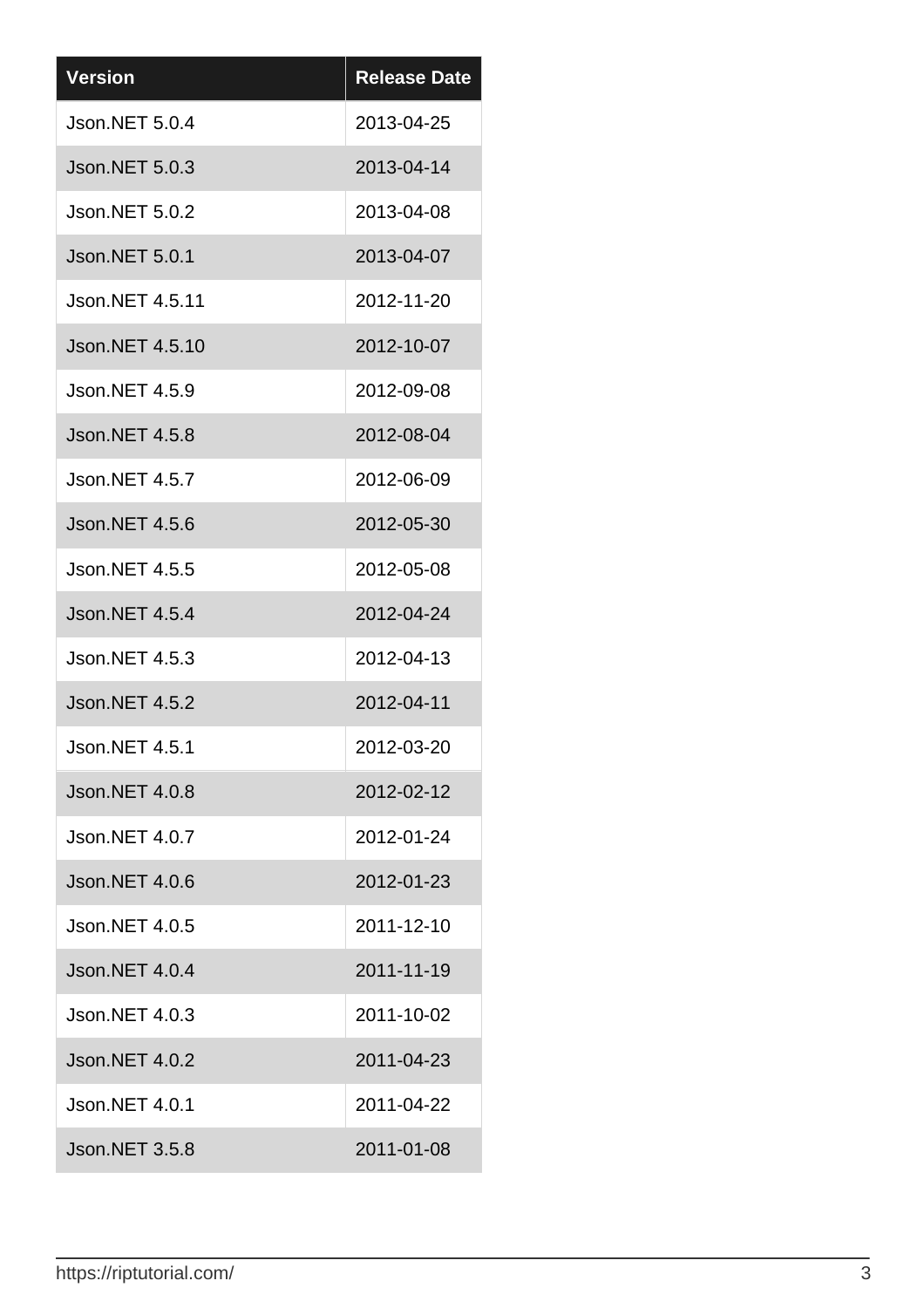| Version | Release Date |
| --- | --- |
| Json.NET 5.0.4 | 2013-04-25 |
| Json.NET 5.0.3 | 2013-04-14 |
| Json.NET 5.0.2 | 2013-04-08 |
| Json.NET 5.0.1 | 2013-04-07 |
| Json.NET 4.5.11 | 2012-11-20 |
| Json.NET 4.5.10 | 2012-10-07 |
| Json.NET 4.5.9 | 2012-09-08 |
| Json.NET 4.5.8 | 2012-08-04 |
| Json.NET 4.5.7 | 2012-06-09 |
| Json.NET 4.5.6 | 2012-05-30 |
| Json.NET 4.5.5 | 2012-05-08 |
| Json.NET 4.5.4 | 2012-04-24 |
| Json.NET 4.5.3 | 2012-04-13 |
| Json.NET 4.5.2 | 2012-04-11 |
| Json.NET 4.5.1 | 2012-03-20 |
| Json.NET 4.0.8 | 2012-02-12 |
| Json.NET 4.0.7 | 2012-01-24 |
| Json.NET 4.0.6 | 2012-01-23 |
| Json.NET 4.0.5 | 2011-12-10 |
| Json.NET 4.0.4 | 2011-11-19 |
| Json.NET 4.0.3 | 2011-10-02 |
| Json.NET 4.0.2 | 2011-04-23 |
| Json.NET 4.0.1 | 2011-04-22 |
| Json.NET 3.5.8 | 2011-01-08 |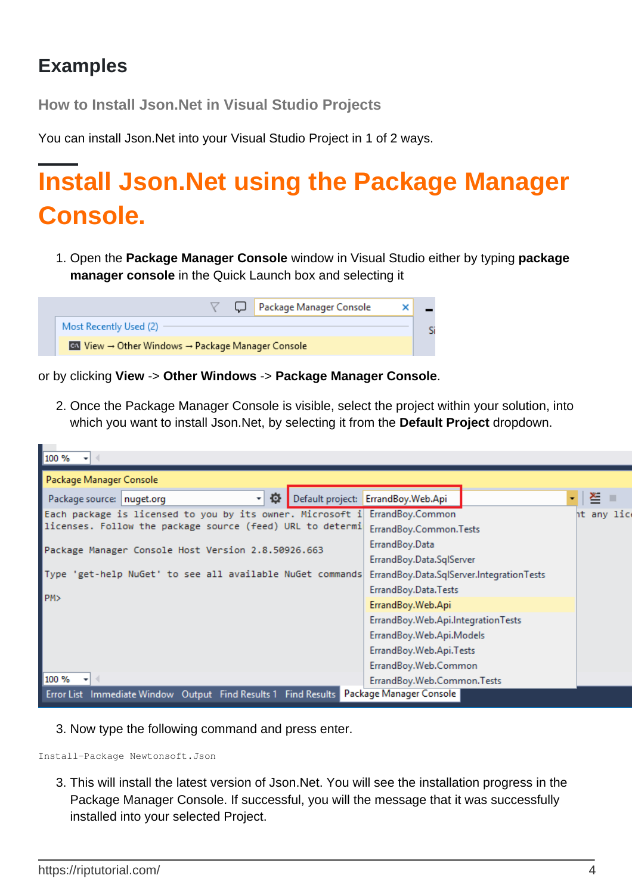# Examples

### How to Install Json.Net in Visual Studio Projects

You can install Json.Net into your Visual Studio Project in 1 of 2 ways.

## Install Json.Net using the Package Manager Console.

1. Open the **Package Manager Console** window in Visual Studio either by typing **package manager console** in the Quick Launch box and selecting it

or by clicking **View** -> **Other Windows** -> **Package Manager Console**.

2. Once the Package Manager Console is visible, select the project within your solution, into which you want to install Json.Net, by selecting it from the **Default Project** dropdown.

3. Now type the following command and press enter.

```
Install-Package Newtonsoft.Json
```

3. This will install the latest version of Json.Net. You will see the installation progress in the Package Manager Console. If successful, you will the message that it was successfully installed into your selected Project.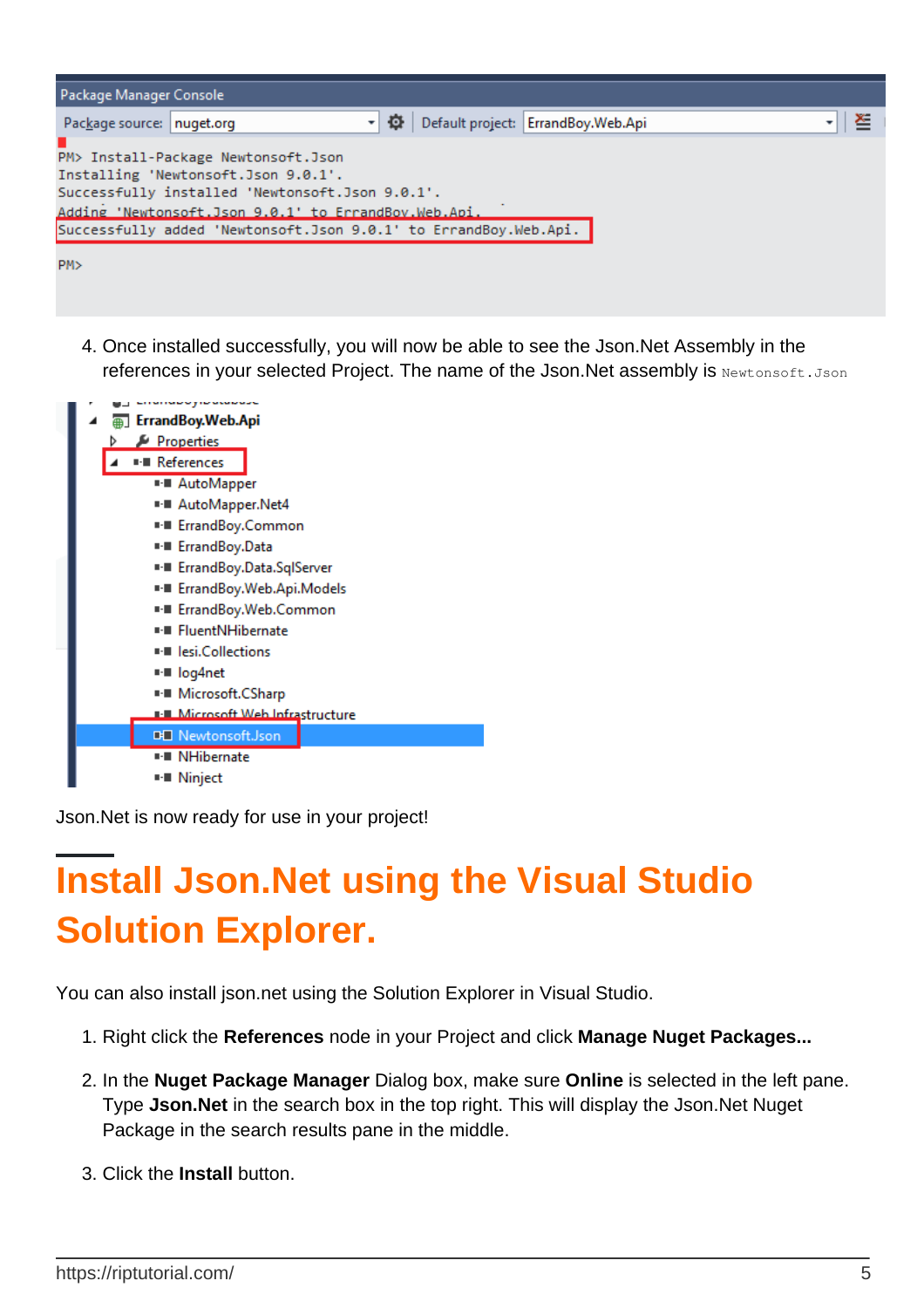4. Once installed successfully, you will now be able to see the Json.Net Assembly in the references in your selected Project. The name of the Json.Net assembly is `Newtonsoft.Json`

Json.Net is now ready for use in your project!

# Install Json.Net using the Visual Studio Solution Explorer.

You can also install json.net using the Solution Explorer in Visual Studio.

1. Right click the **References** node in your Project and click **Manage Nuget Packages...**
2. In the **Nuget Package Manager** Dialog box, make sure **Online** is selected in the left pane. Type **Json.Net** in the search box in the top right. This will display the Json.Net Nuget Package in the search results pane in the middle.
3. Click the **Install** button.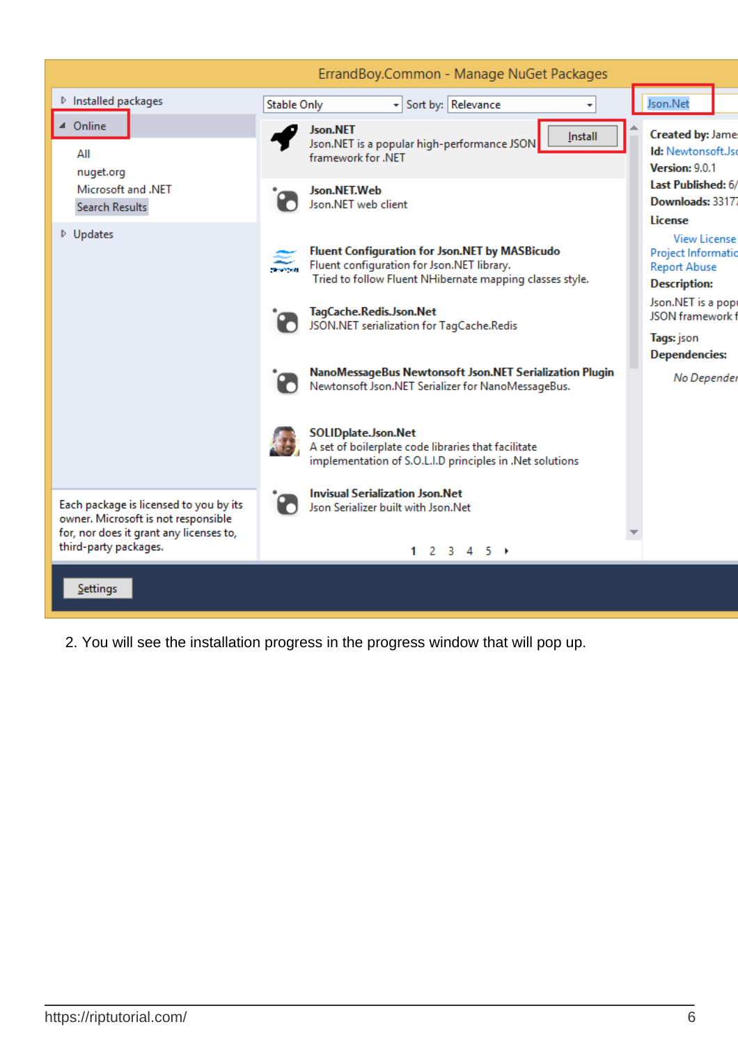2. You will see the installation progress in the progress window that will pop up.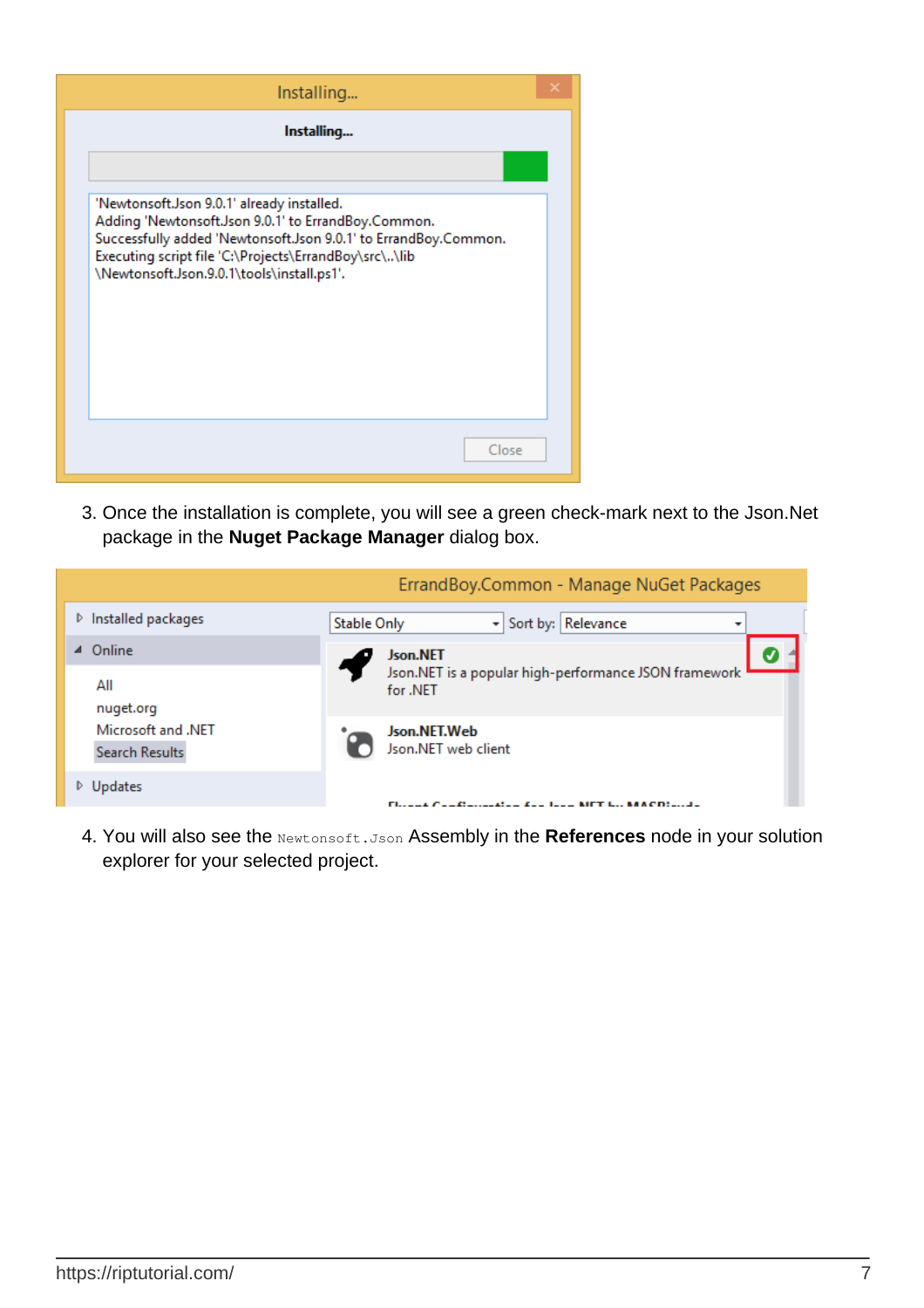3. Once the installation is complete, you will see a green check-mark next to the Json.Net package in the **Nuget Package Manager** dialog box.

4. You will also see the `Newtonsoft.Json` Assembly in the **References** node in your solution explorer for your selected project.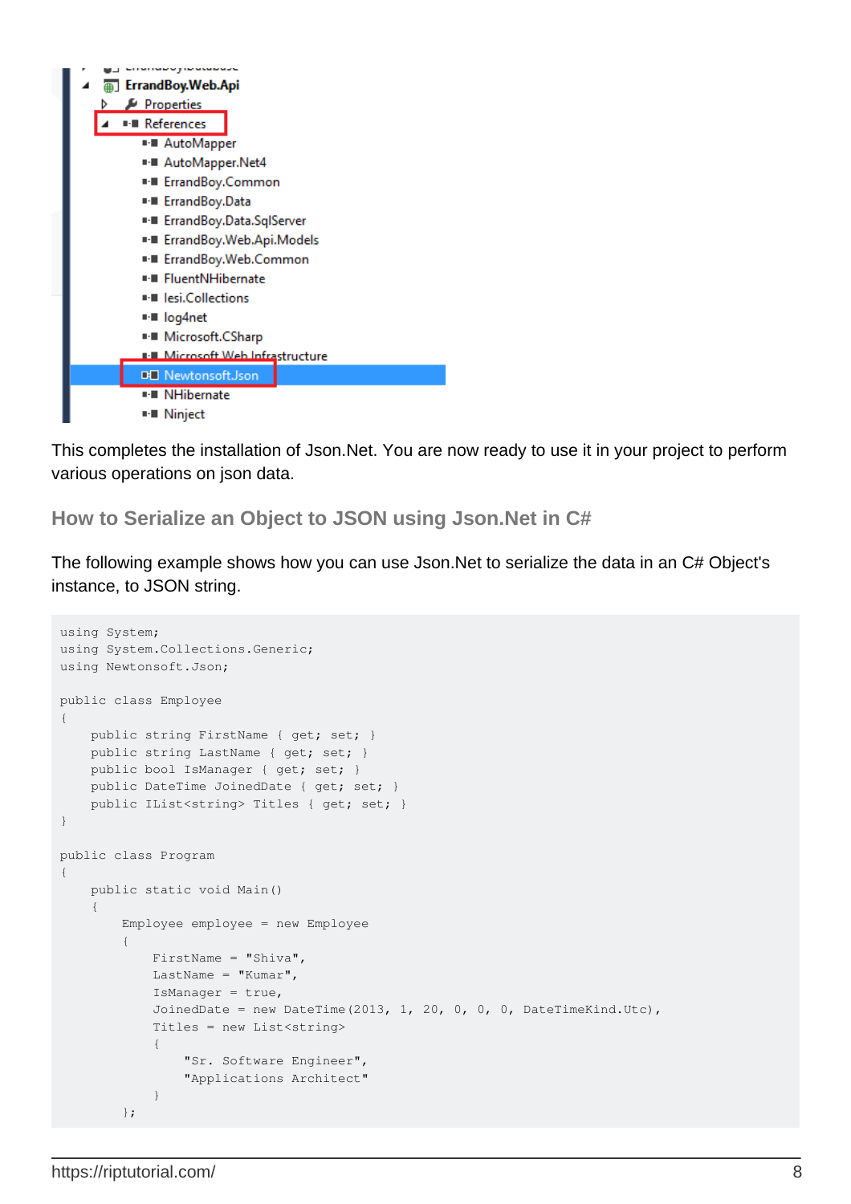This completes the installation of Json.Net. You are now ready to use it in your project to perform various operations on json data.

## How to Serialize an Object to JSON using Json.Net in C#

The following example shows how you can use Json.Net to serialize the data in an C# Object's instance, to JSON string.

```
using System;
using System.Collections.Generic;
using Newtonsoft.Json;

public class Employee
{
    public string FirstName { get; set; }
    public string LastName { get; set; }
    public bool IsManager { get; set; }
    public DateTime JoinedDate { get; set; }
    public IList<string> Titles { get; set; }
}

public class Program
{
    public static void Main()
    {
        Employee employee = new Employee
        {
            FirstName = "Shiva",
            LastName = "Kumar",
            IsManager = true,
            JoinedDate = new DateTime(2013, 1, 20, 0, 0, 0, DateTimeKind.Utc),
            Titles = new List<string>
            {
                "Sr. Software Engineer",
                "Applications Architect"
            }
        };
```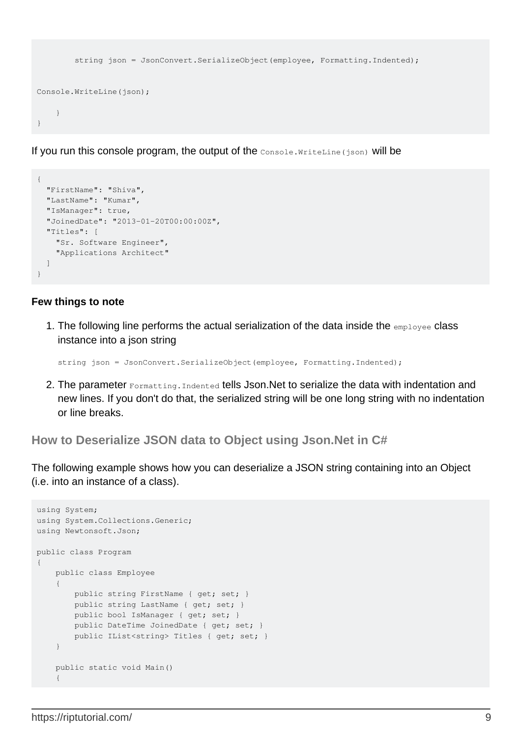```
        string json = JsonConvert.SerializeObject(employee, Formatting.Indented);

Console.WriteLine(json);

    }
}
```

If you run this console program, the output of the `Console.WriteLine(json)` will be

```
{
  "FirstName": "Shiva",
  "LastName": "Kumar",
  "IsManager": true,
  "JoinedDate": "2013-01-20T00:00:00Z",
  "Titles": [
    "Sr. Software Engineer",
    "Applications Architect"
  ]
}
```

**Few things to note**

1. The following line performs the actual serialization of the data inside the `employee` class instance into a json string

   ```
   string json = JsonConvert.SerializeObject(employee, Formatting.Indented);
   ```

2. The parameter `Formatting.Indented` tells Json.Net to serialize the data with indentation and new lines. If you don't do that, the serialized string will be one long string with no indentation or line breaks.

## How to Deserialize JSON data to Object using Json.Net in C#

The following example shows how you can deserialize a JSON string containing into an Object (i.e. into an instance of a class).

```
using System;
using System.Collections.Generic;
using Newtonsoft.Json;

public class Program
{
    public class Employee
    {
        public string FirstName { get; set; }
        public string LastName { get; set; }
        public bool IsManager { get; set; }
        public DateTime JoinedDate { get; set; }
        public IList<string> Titles { get; set; }
    }

    public static void Main()
    {
```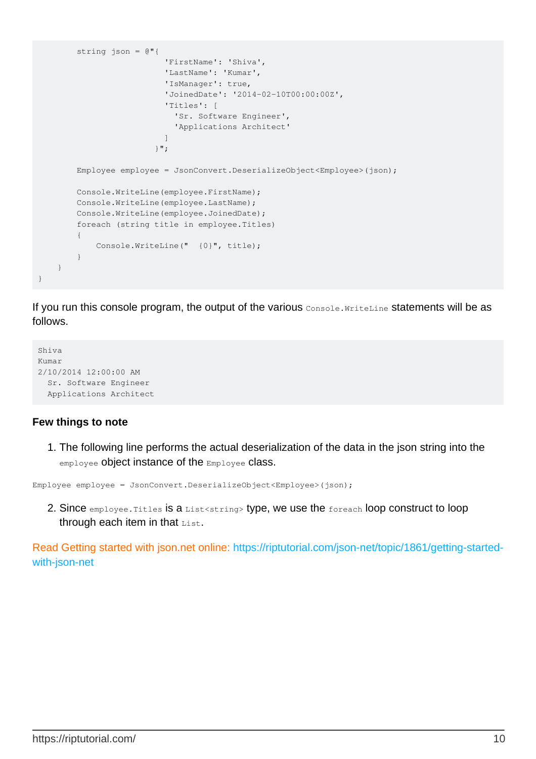```
        string json = @"{
                          'FirstName': 'Shiva',
                          'LastName': 'Kumar',
                          'IsManager': true,
                          'JoinedDate': '2014-02-10T00:00:00Z',
                          'Titles': [
                            'Sr. Software Engineer',
                            'Applications Architect'
                          ]
                        }";

        Employee employee = JsonConvert.DeserializeObject<Employee>(json);

        Console.WriteLine(employee.FirstName);
        Console.WriteLine(employee.LastName);
        Console.WriteLine(employee.JoinedDate);
        foreach (string title in employee.Titles)
        {
            Console.WriteLine("  {0}", title);
        }
    }
}
```

If you run this console program, the output of the various `Console.WriteLine` statements will be as follows.

```
Shiva
Kumar
2/10/2014 12:00:00 AM
  Sr. Software Engineer
  Applications Architect
```

#### Few things to note

1. The following line performs the actual deserialization of the data in the json string into the `employee` object instance of the `Employee` class.

```
Employee employee = JsonConvert.DeserializeObject<Employee>(json);
```

2. Since `employee.Titles` is a `List<string>` type, we use the `foreach` loop construct to loop through each item in that `List`.

Read Getting started with json.net online: https://riptutorial.com/json-net/topic/1861/getting-started-with-json-net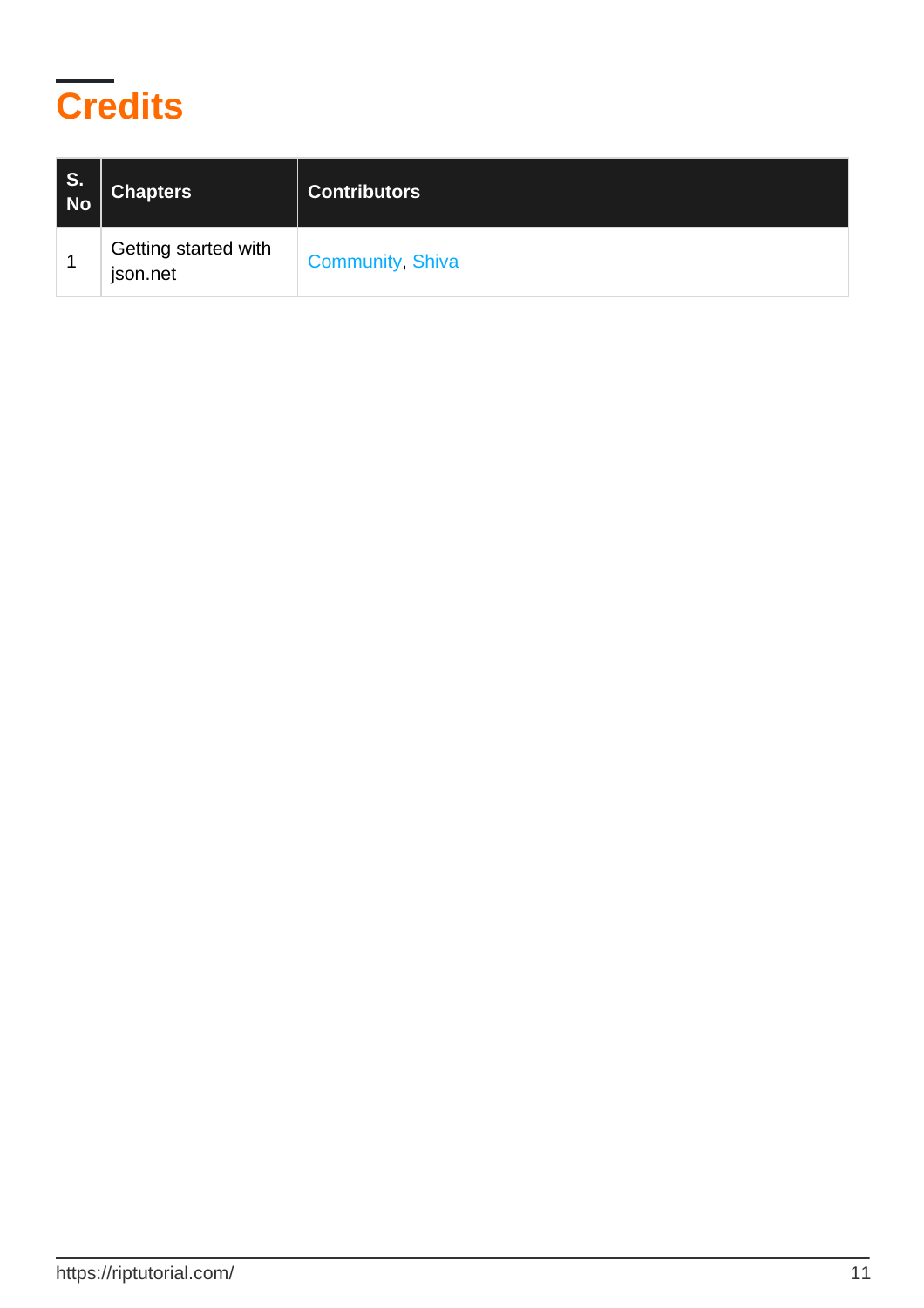# Credits

| S. No | Chapters | Contributors |
| --- | --- | --- |
| 1 | Getting started with json.net | Community, Shiva |